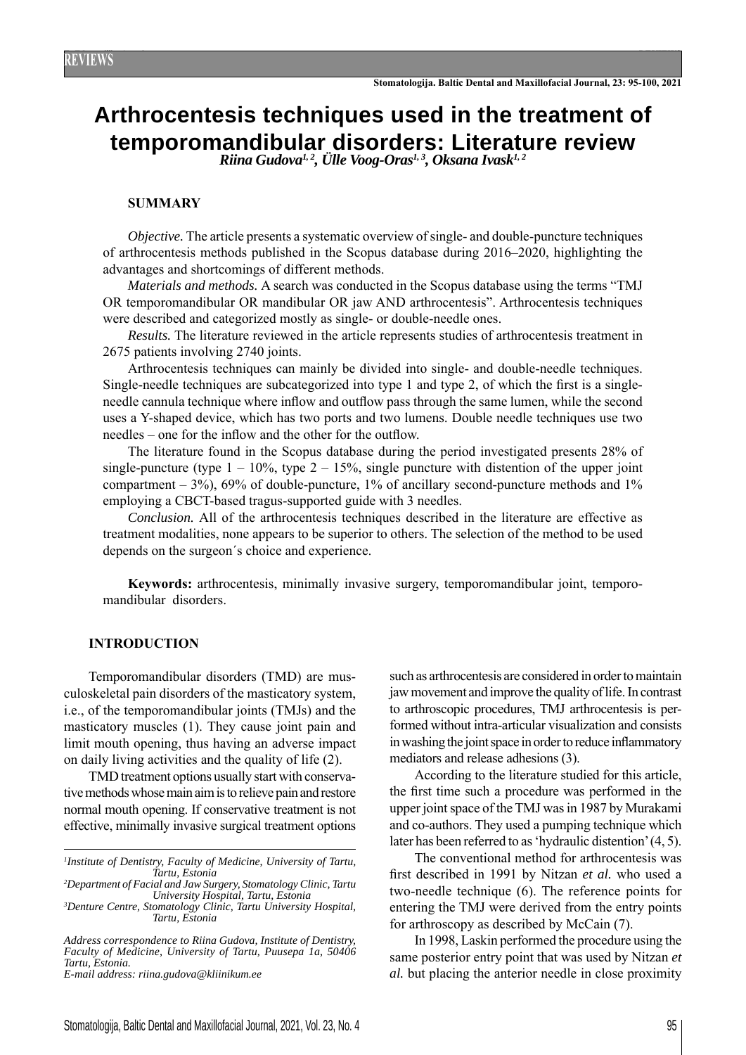# Arthrocentesis techniques used in the treatment of temporomandibular disorders: Literature review

*Riina Gudova[1,2], Ülle Voog-Oras[1,3], Oksana Ivask[1,2]*

## SUMMARY

*Objective.* The article presents a systematic overview of single- and double-puncture techniques of arthrocentesis methods published in the Scopus database during 2016–2020, highlighting the advantages and shortcomings of different methods.

*Materials and methods.* A search was conducted in the Scopus database using the terms "TMJ OR temporomandibular OR mandibular OR jaw AND arthrocentesis". Arthrocentesis techniques were described and categorized mostly as single- or double-needle ones.

*Results.* The literature reviewed in the article represents studies of arthrocentesis treatment in 2675 patients involving 2740 joints.

Arthrocentesis techniques can mainly be divided into single- and double-needle techniques. Single-needle techniques are subcategorized into type 1 and type 2, of which the first is a single-needle cannula technique where inflow and outflow pass through the same lumen, while the second uses a Y-shaped device, which has two ports and two lumens. Double needle techniques use two needles – one for the inflow and the other for the outflow.

The literature found in the Scopus database during the period investigated presents 28% of single-puncture (type 1 – 10%, type 2 – 15%, single puncture with distention of the upper joint compartment – 3%), 69% of double-puncture, 1% of ancillary second-puncture methods and 1% employing a CBCT-based tragus-supported guide with 3 needles.

*Conclusion.* All of the arthrocentesis techniques described in the literature are effective as treatment modalities, none appears to be superior to others. The selection of the method to be used depends on the surgeon´s choice and experience.

**Keywords:** arthrocentesis, minimally invasive surgery, temporomandibular joint, temporomandibular disorders.

## INTRODUCTION

Temporomandibular disorders (TMD) are musculoskeletal pain disorders of the masticatory system, i.e., of the temporomandibular joints (TMJs) and the masticatory muscles (1). They cause joint pain and limit mouth opening, thus having an adverse impact on daily living activities and the quality of life (2).

TMD treatment options usually start with conservative methods whose main aim is to relieve pain and restore normal mouth opening. If conservative treatment is not effective, minimally invasive surgical treatment options such as arthrocentesis are considered in order to maintain jaw movement and improve the quality of life. In contrast to arthroscopic procedures, TMJ arthrocentesis is performed without intra-articular visualization and consists in washing the joint space in order to reduce inflammatory mediators and release adhesions (3).

According to the literature studied for this article, the first time such a procedure was performed in the upper joint space of the TMJ was in 1987 by Murakami and co-authors. They used a pumping technique which later has been referred to as 'hydraulic distention' (4, 5).

The conventional method for arthrocentesis was first described in 1991 by Nitzan *et al.* who used a two-needle technique (6). The reference points for entering the TMJ were derived from the entry points for arthroscopy as described by McCain (7).

In 1998, Laskin performed the procedure using the same posterior entry point that was used by Nitzan *et al.* but placing the anterior needle in close proximity

---

[1] *Institute of Dentistry, Faculty of Medicine, University of Tartu, Tartu, Estonia*
[2] *Department of Facial and Jaw Surgery, Stomatology Clinic, Tartu University Hospital, Tartu, Estonia*
[3] *Denture Centre, Stomatology Clinic, Tartu University Hospital, Tartu, Estonia*

*Address correspondence to Riina Gudova, Institute of Dentistry, Faculty of Medicine, University of Tartu, Puusepa 1a, 50406 Tartu, Estonia.*
*E-mail address: riina.gudova@kliinikum.ee*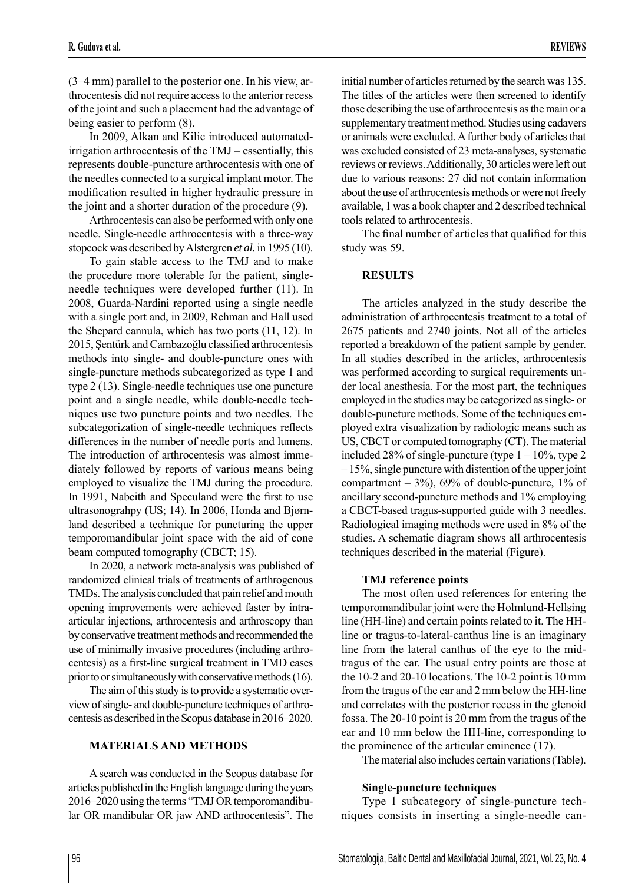(3–4 mm) parallel to the posterior one. In his view, arthrocentesis did not require access to the anterior recess of the joint and such a placement had the advantage of being easier to perform (8).

In 2009, Alkan and Kilic introduced automated-irrigation arthrocentesis of the TMJ – essentially, this represents double-puncture arthrocentesis with one of the needles connected to a surgical implant motor. The modification resulted in higher hydraulic pressure in the joint and a shorter duration of the procedure (9).

Arthrocentesis can also be performed with only one needle. Single-needle arthrocentesis with a three-way stopcock was described by Alstergren *et al.* in 1995 (10).

To gain stable access to the TMJ and to make the procedure more tolerable for the patient, single-needle techniques were developed further (11). In 2008, Guarda-Nardini reported using a single needle with a single port and, in 2009, Rehman and Hall used the Shepard cannula, which has two ports (11, 12). In 2015, Şentürk and Cambazoğlu classified arthrocentesis methods into single- and double-puncture ones with single-puncture methods subcategorized as type 1 and type 2 (13). Single-needle techniques use one puncture point and a single needle, while double-needle techniques use two puncture points and two needles. The subcategorization of single-needle techniques reflects differences in the number of needle ports and lumens. The introduction of arthrocentesis was almost immediately followed by reports of various means being employed to visualize the TMJ during the procedure. In 1991, Nabeith and Speculand were the first to use ultrasonograhpy (US; 14). In 2006, Honda and Bjørnland described a technique for puncturing the upper temporomandibular joint space with the aid of cone beam computed tomography (CBCT; 15).

In 2020, a network meta-analysis was published of randomized clinical trials of treatments of arthrogenous TMDs. The analysis concluded that pain relief and mouth opening improvements were achieved faster by intra-articular injections, arthrocentesis and arthroscopy than by conservative treatment methods and recommended the use of minimally invasive procedures (including arthrocentesis) as a first-line surgical treatment in TMD cases prior to or simultaneously with conservative methods (16).

The aim of this study is to provide a systematic overview of single- and double-puncture techniques of arthrocentesis as described in the Scopus database in 2016–2020.

## MATERIALS AND METHODS

A search was conducted in the Scopus database for articles published in the English language during the years 2016–2020 using the terms "TMJ OR temporomandibular OR mandibular OR jaw AND arthrocentesis". The initial number of articles returned by the search was 135. The titles of the articles were then screened to identify those describing the use of arthrocentesis as the main or a supplementary treatment method. Studies using cadavers or animals were excluded. A further body of articles that was excluded consisted of 23 meta-analyses, systematic reviews or reviews. Additionally, 30 articles were left out due to various reasons: 27 did not contain information about the use of arthrocentesis methods or were not freely available, 1 was a book chapter and 2 described technical tools related to arthrocentesis.

The final number of articles that qualified for this study was 59.

## RESULTS

The articles analyzed in the study describe the administration of arthrocentesis treatment to a total of 2675 patients and 2740 joints. Not all of the articles reported a breakdown of the patient sample by gender. In all studies described in the articles, arthrocentesis was performed according to surgical requirements under local anesthesia. For the most part, the techniques employed in the studies may be categorized as single- or double-puncture methods. Some of the techniques employed extra visualization by radiologic means such as US, CBCT or computed tomography (CT). The material included 28% of single-puncture (type 1 – 10%, type 2 – 15%, single puncture with distention of the upper joint compartment – 3%), 69% of double-puncture, 1% of ancillary second-puncture methods and 1% employing a CBCT-based tragus-supported guide with 3 needles. Radiological imaging methods were used in 8% of the studies. A schematic diagram shows all arthrocentesis techniques described in the material (Figure).

### TMJ reference points

The most often used references for entering the temporomandibular joint were the Holmlund-Hellsing line (HH-line) and certain points related to it. The HH-line or tragus-to-lateral-canthus line is an imaginary line from the lateral canthus of the eye to the mid-tragus of the ear. The usual entry points are those at the 10-2 and 20-10 locations. The 10-2 point is 10 mm from the tragus of the ear and 2 mm below the HH-line and correlates with the posterior recess in the glenoid fossa. The 20-10 point is 20 mm from the tragus of the ear and 10 mm below the HH-line, corresponding to the prominence of the articular eminence (17).

The material also includes certain variations (Table).

### Single-puncture techniques

Type 1 subcategory of single-puncture techniques consists in inserting a single-needle can-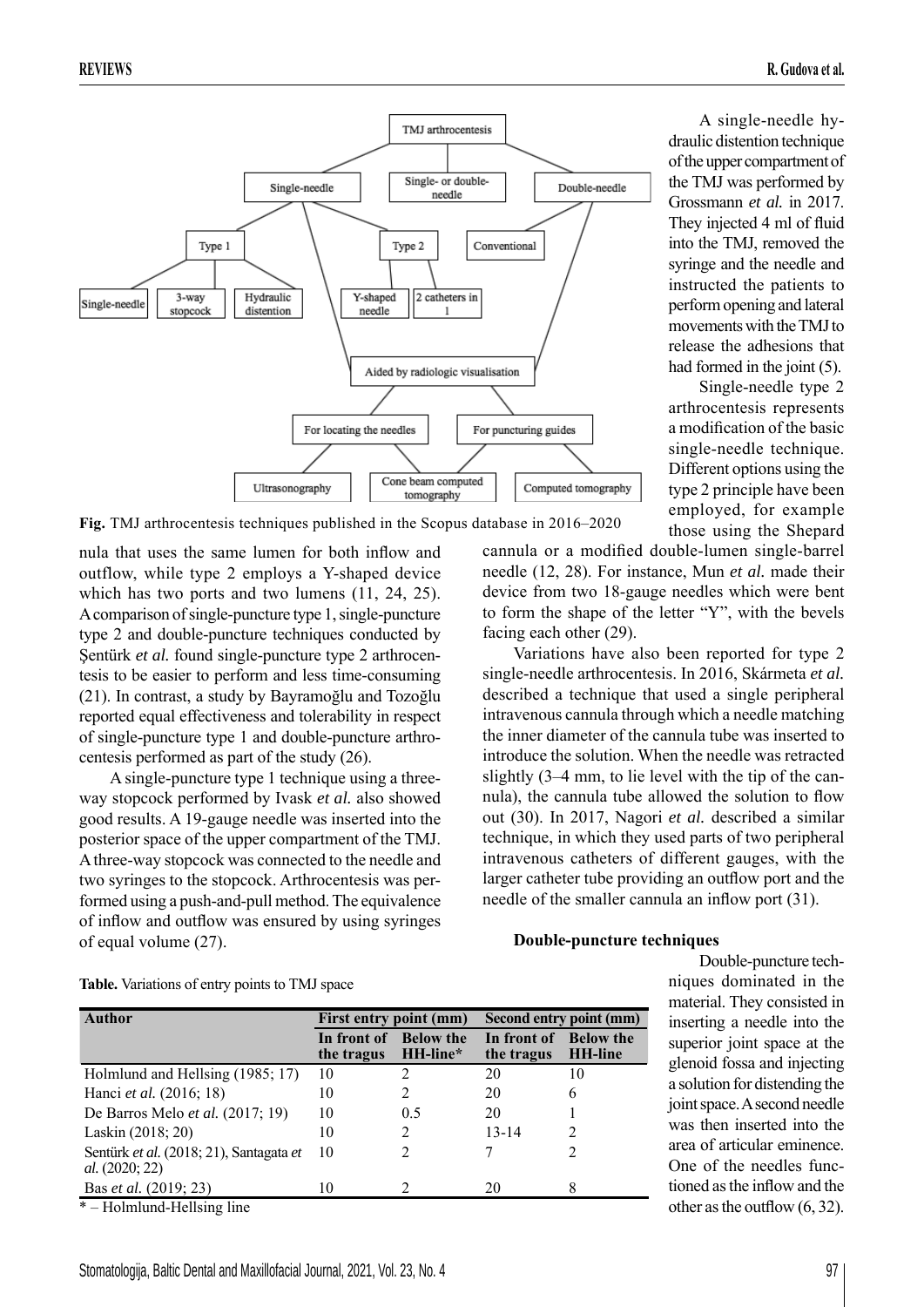**Fig.** TMJ arthrocentesis techniques published in the Scopus database in 2016–2020

nula that uses the same lumen for both inflow and outflow, while type 2 employs a Y-shaped device which has two ports and two lumens (11, 24, 25). A comparison of single-puncture type 1, single-puncture type 2 and double-puncture techniques conducted by Şentürk *et al.* found single-puncture type 2 arthrocentesis to be easier to perform and less time-consuming (21). In contrast, a study by Bayramoğlu and Tozoğlu reported equal effectiveness and tolerability in respect of single-puncture type 1 and double-puncture arthrocentesis performed as part of the study (26).

A single-puncture type 1 technique using a three-way stopcock performed by Ivask *et al.* also showed good results. A 19-gauge needle was inserted into the posterior space of the upper compartment of the TMJ. A three-way stopcock was connected to the needle and two syringes to the stopcock. Arthrocentesis was performed using a push-and-pull method. The equivalence of inflow and outflow was ensured by using syringes of equal volume (27).

**Table.** Variations of entry points to TMJ space

| Author | First entry point (mm) | | Second entry point (mm) | |
|---|---|---|---|---|
| | In front of the tragus | Below the HH-line* | In front of the tragus | Below the HH-line |
| Holmlund and Hellsing (1985; 17) | 10 | 2 | 20 | 10 |
| Hanci *et al.* (2016; 18) | 10 | 2 | 20 | 6 |
| De Barros Melo *et al.* (2017; 19) | 10 | 0.5 | 20 | 1 |
| Laskin (2018; 20) | 10 | 2 | 13-14 | 2 |
| Sentürk *et al.* (2018; 21), Santagata *et al.* (2020; 22) | 10 | 2 | 7 | 2 |
| Bas *et al.* (2019; 23) | 10 | 2 | 20 | 8 |

\* – Holmlund-Hellsing line

A single-needle hydraulic distention technique of the upper compartment of the TMJ was performed by Grossmann *et al.* in 2017. They injected 4 ml of fluid into the TMJ, removed the syringe and the needle and instructed the patients to perform opening and lateral movements with the TMJ to release the adhesions that had formed in the joint (5).

Single-needle type 2 arthrocentesis represents a modification of the basic single-needle technique. Different options using the type 2 principle have been employed, for example those using the Shepard cannula or a modified double-lumen single-barrel needle (12, 28). For instance, Mun *et al.* made their device from two 18-gauge needles which were bent to form the shape of the letter "Y", with the bevels facing each other (29).

Variations have also been reported for type 2 single-needle arthrocentesis. In 2016, Skármeta *et al.* described a technique that used a single peripheral intravenous cannula through which a needle matching the inner diameter of the cannula tube was inserted to introduce the solution. When the needle was retracted slightly (3–4 mm, to lie level with the tip of the cannula), the cannula tube allowed the solution to flow out (30). In 2017, Nagori *et al.* described a similar technique, in which they used parts of two peripheral intravenous catheters of different gauges, with the larger catheter tube providing an outflow port and the needle of the smaller cannula an inflow port (31).

**Double-puncture techniques**

Double-puncture techniques dominated in the material. They consisted in inserting a needle into the superior joint space at the glenoid fossa and injecting a solution for distending the joint space. A second needle was then inserted into the area of articular eminence. One of the needles functioned as the inflow and the other as the outflow (6, 32).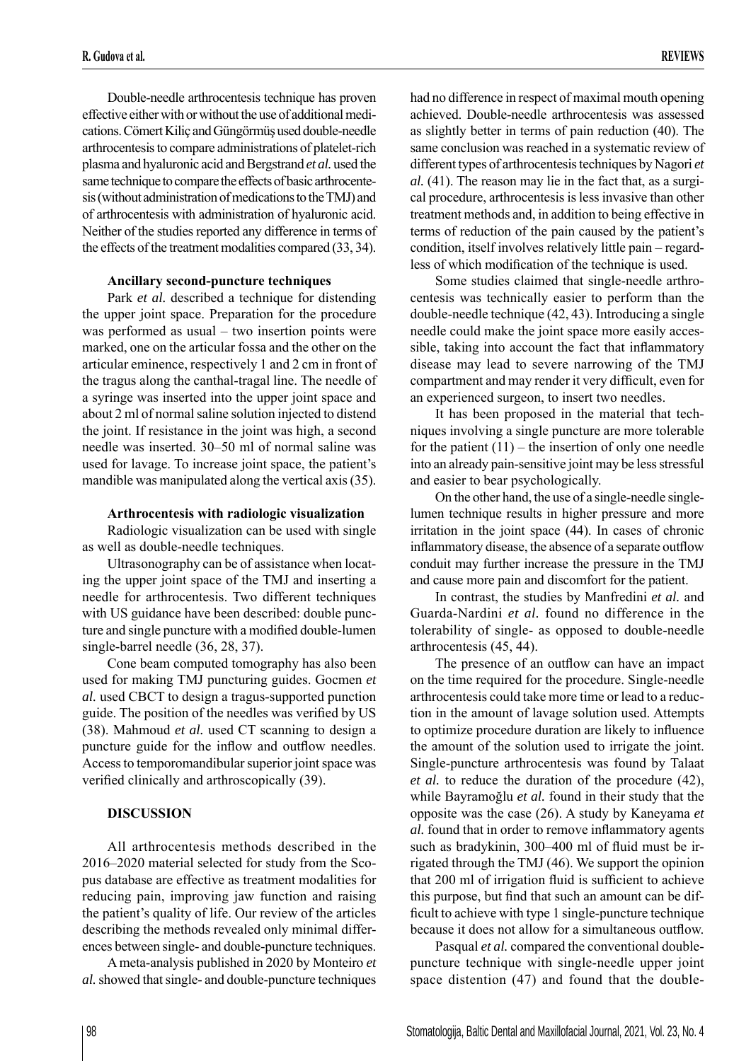Double-needle arthrocentesis technique has proven effective either with or without the use of additional medications. Cömert Kiliç and Güngörmüş used double-needle arthrocentesis to compare administrations of platelet-rich plasma and hyaluronic acid and Bergstrand *et al.* used the same technique to compare the effects of basic arthrocentesis (without administration of medications to the TMJ) and of arthrocentesis with administration of hyaluronic acid. Neither of the studies reported any difference in terms of the effects of the treatment modalities compared (33, 34).

**Ancillary second-puncture techniques**

Park *et al.* described a technique for distending the upper joint space. Preparation for the procedure was performed as usual – two insertion points were marked, one on the articular fossa and the other on the articular eminence, respectively 1 and 2 cm in front of the tragus along the canthal-tragal line. The needle of a syringe was inserted into the upper joint space and about 2 ml of normal saline solution injected to distend the joint. If resistance in the joint was high, a second needle was inserted. 30–50 ml of normal saline was used for lavage. To increase joint space, the patient's mandible was manipulated along the vertical axis (35).

**Arthrocentesis with radiologic visualization**

Radiologic visualization can be used with single as well as double-needle techniques.

Ultrasonography can be of assistance when locating the upper joint space of the TMJ and inserting a needle for arthrocentesis. Two different techniques with US guidance have been described: double puncture and single puncture with a modified double-lumen single-barrel needle (36, 28, 37).

Cone beam computed tomography has also been used for making TMJ puncturing guides. Gocmen *et al.* used CBCT to design a tragus-supported punction guide. The position of the needles was verified by US (38). Mahmoud *et al.* used CT scanning to design a puncture guide for the inflow and outflow needles. Access to temporomandibular superior joint space was verified clinically and arthroscopically (39).

## DISCUSSION

All arthrocentesis methods described in the 2016–2020 material selected for study from the Scopus database are effective as treatment modalities for reducing pain, improving jaw function and raising the patient's quality of life. Our review of the articles describing the methods revealed only minimal differences between single- and double-puncture techniques.

A meta-analysis published in 2020 by Monteiro *et al.* showed that single- and double-puncture techniques had no difference in respect of maximal mouth opening achieved. Double-needle arthrocentesis was assessed as slightly better in terms of pain reduction (40). The same conclusion was reached in a systematic review of different types of arthrocentesis techniques by Nagori *et al.* (41). The reason may lie in the fact that, as a surgical procedure, arthrocentesis is less invasive than other treatment methods and, in addition to being effective in terms of reduction of the pain caused by the patient's condition, itself involves relatively little pain – regardless of which modification of the technique is used.

Some studies claimed that single-needle arthrocentesis was technically easier to perform than the double-needle technique (42, 43). Introducing a single needle could make the joint space more easily accessible, taking into account the fact that inflammatory disease may lead to severe narrowing of the TMJ compartment and may render it very difficult, even for an experienced surgeon, to insert two needles.

It has been proposed in the material that techniques involving a single puncture are more tolerable for the patient (11) – the insertion of only one needle into an already pain-sensitive joint may be less stressful and easier to bear psychologically.

On the other hand, the use of a single-needle single-lumen technique results in higher pressure and more irritation in the joint space (44). In cases of chronic inflammatory disease, the absence of a separate outflow conduit may further increase the pressure in the TMJ and cause more pain and discomfort for the patient.

In contrast, the studies by Manfredini *et al.* and Guarda-Nardini *et al.* found no difference in the tolerability of single- as opposed to double-needle arthrocentesis (45, 44).

The presence of an outflow can have an impact on the time required for the procedure. Single-needle arthrocentesis could take more time or lead to a reduction in the amount of lavage solution used. Attempts to optimize procedure duration are likely to influence the amount of the solution used to irrigate the joint. Single-puncture arthrocentesis was found by Talaat *et al.* to reduce the duration of the procedure (42), while Bayramoğlu *et al.* found in their study that the opposite was the case (26). A study by Kaneyama *et al.* found that in order to remove inflammatory agents such as bradykinin, 300–400 ml of fluid must be irrigated through the TMJ (46). We support the opinion that 200 ml of irrigation fluid is sufficient to achieve this purpose, but find that such an amount can be difficult to achieve with type 1 single-puncture technique because it does not allow for a simultaneous outflow.

Pasqual *et al.* compared the conventional double-puncture technique with single-needle upper joint space distention (47) and found that the double-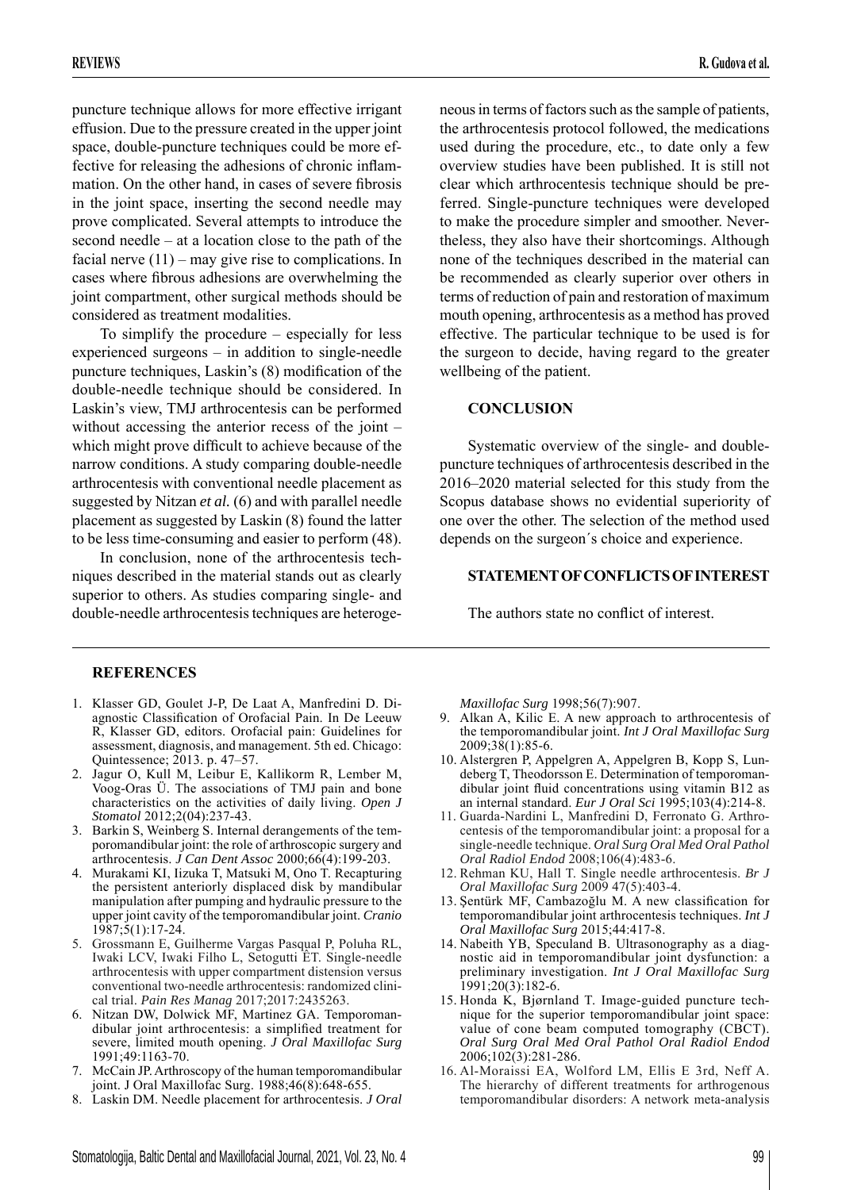puncture technique allows for more effective irrigant effusion. Due to the pressure created in the upper joint space, double-puncture techniques could be more effective for releasing the adhesions of chronic inflammation. On the other hand, in cases of severe fibrosis in the joint space, inserting the second needle may prove complicated. Several attempts to introduce the second needle – at a location close to the path of the facial nerve (11) – may give rise to complications. In cases where fibrous adhesions are overwhelming the joint compartment, other surgical methods should be considered as treatment modalities.

To simplify the procedure – especially for less experienced surgeons – in addition to single-needle puncture techniques, Laskin's (8) modification of the double-needle technique should be considered. In Laskin's view, TMJ arthrocentesis can be performed without accessing the anterior recess of the joint – which might prove difficult to achieve because of the narrow conditions. A study comparing double-needle arthrocentesis with conventional needle placement as suggested by Nitzan *et al.* (6) and with parallel needle placement as suggested by Laskin (8) found the latter to be less time-consuming and easier to perform (48).

In conclusion, none of the arthrocentesis techniques described in the material stands out as clearly superior to others. As studies comparing single- and double-needle arthrocentesis techniques are heterogeneous in terms of factors such as the sample of patients, the arthrocentesis protocol followed, the medications used during the procedure, etc., to date only a few overview studies have been published. It is still not clear which arthrocentesis technique should be preferred. Single-puncture techniques were developed to make the procedure simpler and smoother. Nevertheless, they also have their shortcomings. Although none of the techniques described in the material can be recommended as clearly superior over others in terms of reduction of pain and restoration of maximum mouth opening, arthrocentesis as a method has proved effective. The particular technique to be used is for the surgeon to decide, having regard to the greater wellbeing of the patient.

## CONCLUSION

Systematic overview of the single- and double-puncture techniques of arthrocentesis described in the 2016–2020 material selected for this study from the Scopus database shows no evidential superiority of one over the other. The selection of the method used depends on the surgeon´s choice and experience.

## STATEMENT OF CONFLICTS OF INTEREST

The authors state no conflict of interest.

## REFERENCES

1. Klasser GD, Goulet J-P, De Laat A, Manfredini D. Diagnostic Classification of Orofacial Pain. In De Leeuw R, Klasser GD, editors. Orofacial pain: Guidelines for assessment, diagnosis, and management. 5th ed. Chicago: Quintessence; 2013. p. 47–57.
2. Jagur O, Kull M, Leibur E, Kallikorm R, Lember M, Voog-Oras Ü. The associations of TMJ pain and bone characteristics on the activities of daily living. *Open J Stomatol* 2012;2(04):237-43.
3. Barkin S, Weinberg S. Internal derangements of the temporomandibular joint: the role of arthroscopic surgery and arthrocentesis. *J Can Dent Assoc* 2000;66(4):199-203.
4. Murakami KI, Iizuka T, Matsuki M, Ono T. Recapturing the persistent anteriorly displaced disk by mandibular manipulation after pumping and hydraulic pressure to the upper joint cavity of the temporomandibular joint. *Cranio* 1987;5(1):17-24.
5. Grossmann E, Guilherme Vargas Pasqual P, Poluha RL, Iwaki LCV, Iwaki Filho L, Setogutti ÊT. Single-needle arthrocentesis with upper compartment distension versus conventional two-needle arthrocentesis: randomized clinical trial. *Pain Res Manag* 2017;2017:2435263.
6. Nitzan DW, Dolwick MF, Martinez GA. Temporomandibular joint arthrocentesis: a simplified treatment for severe, limited mouth opening. *J Oral Maxillofac Surg* 1991;49:1163-70.
7. McCain JP. Arthroscopy of the human temporomandibular joint. J Oral Maxillofac Surg. 1988;46(8):648-655.
8. Laskin DM. Needle placement for arthrocentesis. *J Oral Maxillofac Surg* 1998;56(7):907.
9. Alkan A, Kilic E. A new approach to arthrocentesis of the temporomandibular joint. *Int J Oral Maxillofac Surg* 2009;38(1):85-6.
10. Alstergren P, Appelgren A, Appelgren B, Kopp S, Lundeberg T, Theodorsson E. Determination of temporomandibular joint fluid concentrations using vitamin B12 as an internal standard. *Eur J Oral Sci* 1995;103(4):214-8.
11. Guarda-Nardini L, Manfredini D, Ferronato G. Arthrocentesis of the temporomandibular joint: a proposal for a single-needle technique. *Oral Surg Oral Med Oral Pathol Oral Radiol Endod* 2008;106(4):483-6.
12. Rehman KU, Hall T. Single needle arthrocentesis. *Br J Oral Maxillofac Surg* 2009 47(5):403-4.
13. Şentürk MF, Cambazoğlu M. A new classification for temporomandibular joint arthrocentesis techniques. *Int J Oral Maxillofac Surg* 2015;44:417-8.
14. Nabeith YB, Speculand B. Ultrasonography as a diagnostic aid in temporomandibular joint dysfunction: a preliminary investigation. *Int J Oral Maxillofac Surg* 1991;20(3):182-6.
15. Honda K, Bjørnland T. Image-guided puncture technique for the superior temporomandibular joint space: value of cone beam computed tomography (CBCT). *Oral Surg Oral Med Oral Pathol Oral Radiol Endod* 2006;102(3):281-286.
16. Al-Moraissi EA, Wolford LM, Ellis E 3rd, Neff A. The hierarchy of different treatments for arthrogenous temporomandibular disorders: A network meta-analysis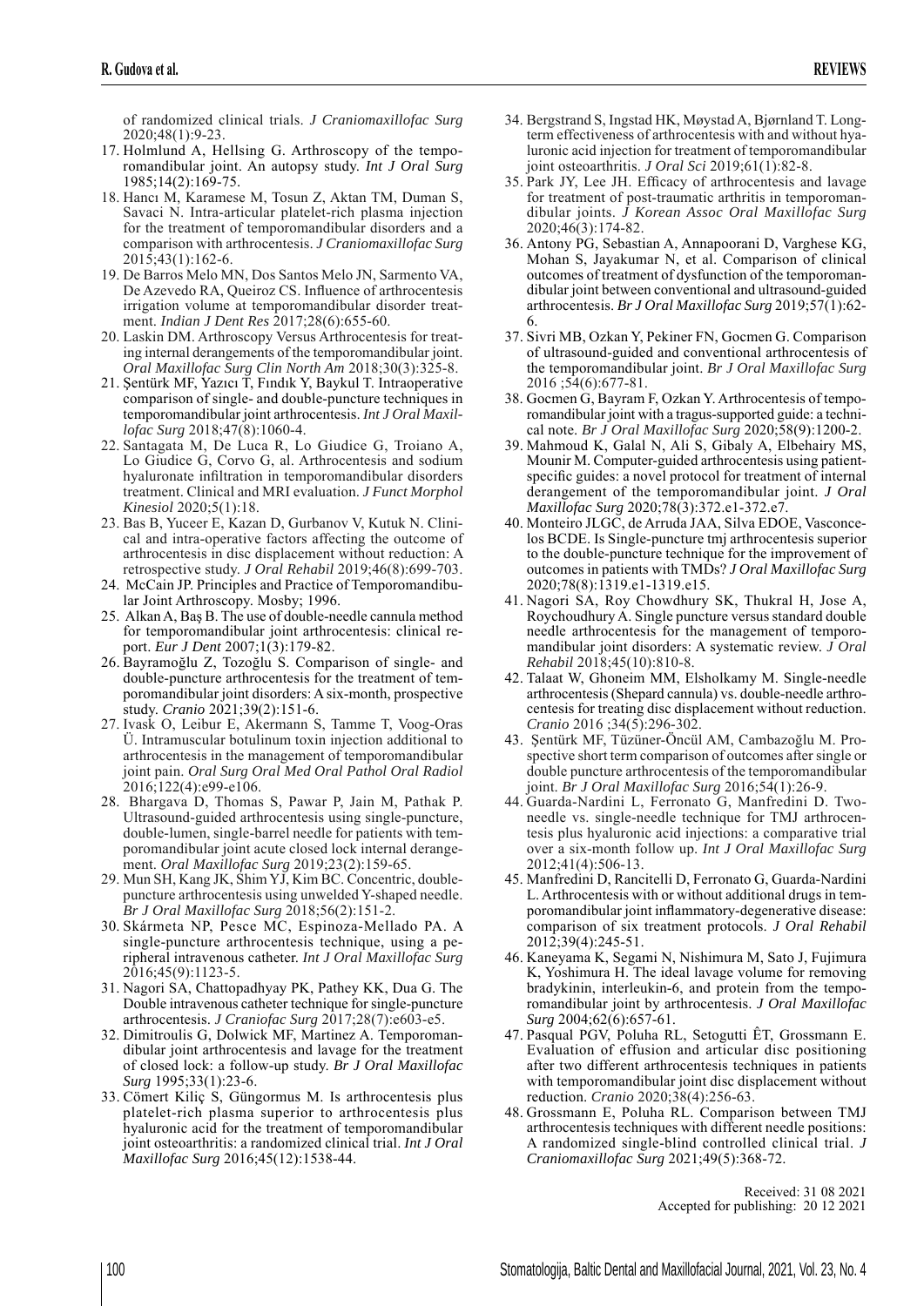of randomized clinical trials. *J Craniomaxillofac Surg* 2020;48(1):9-23.

17. Holmlund A, Hellsing G. Arthroscopy of the temporomandibular joint. An autopsy study. *Int J Oral Surg* 1985;14(2):169-75.
18. Hancı M, Karamese M, Tosun Z, Aktan TM, Duman S, Savaci N. Intra-articular platelet-rich plasma injection for the treatment of temporomandibular disorders and a comparison with arthrocentesis. *J Craniomaxillofac Surg* 2015;43(1):162-6.
19. De Barros Melo MN, Dos Santos Melo JN, Sarmento VA, De Azevedo RA, Queiroz CS. Influence of arthrocentesis irrigation volume at temporomandibular disorder treatment. *Indian J Dent Res* 2017;28(6):655-60.
20. Laskin DM. Arthroscopy Versus Arthrocentesis for treating internal derangements of the temporomandibular joint. *Oral Maxillofac Surg Clin North Am* 2018;30(3):325-8.
21. Şentürk MF, Yazıcı T, Fındık Y, Baykul T. Intraoperative comparison of single- and double-puncture techniques in temporomandibular joint arthrocentesis. *Int J Oral Maxillofac Surg* 2018;47(8):1060-4.
22. Santagata M, De Luca R, Lo Giudice G, Troiano A, Lo Giudice G, Corvo G, al. Arthrocentesis and sodium hyaluronate infiltration in temporomandibular disorders treatment. Clinical and MRI evaluation. *J Funct Morphol Kinesiol* 2020;5(1):18.
23. Bas B, Yuceer E, Kazan D, Gurbanov V, Kutuk N. Clinical and intra-operative factors affecting the outcome of arthrocentesis in disc displacement without reduction: A retrospective study. *J Oral Rehabil* 2019;46(8):699-703.
24. McCain JP. Principles and Practice of Temporomandibular Joint Arthroscopy. Mosby; 1996.
25. Alkan A, Baş B. The use of double-needle cannula method for temporomandibular joint arthrocentesis: clinical report. *Eur J Dent* 2007;1(3):179-82.
26. Bayramoğlu Z, Tozoğlu S. Comparison of single- and double-puncture arthrocentesis for the treatment of temporomandibular joint disorders: A six-month, prospective study. *Cranio* 2021;39(2):151-6.
27. Ivask O, Leibur E, Akermann S, Tamme T, Voog-Oras Ü. Intramuscular botulinum toxin injection additional to arthrocentesis in the management of temporomandibular joint pain. *Oral Surg Oral Med Oral Pathol Oral Radiol* 2016;122(4):e99-e106.
28. Bhargava D, Thomas S, Pawar P, Jain M, Pathak P. Ultrasound-guided arthrocentesis using single-puncture, double-lumen, single-barrel needle for patients with temporomandibular joint acute closed lock internal derangement. *Oral Maxillofac Surg* 2019;23(2):159-65.
29. Mun SH, Kang JK, Shim YJ, Kim BC. Concentric, double-puncture arthrocentesis using unwelded Y-shaped needle. *Br J Oral Maxillofac Surg* 2018;56(2):151-2.
30. Skármeta NP, Pesce MC, Espinoza-Mellado PA. A single-puncture arthrocentesis technique, using a peripheral intravenous catheter. *Int J Oral Maxillofac Surg* 2016;45(9):1123-5.
31. Nagori SA, Chattopadhyay PK, Pathey KK, Dua G. The Double intravenous catheter technique for single-puncture arthrocentesis. *J Craniofac Surg* 2017;28(7):e603-e5.
32. Dimitroulis G, Dolwick MF, Martinez A. Temporomandibular joint arthrocentesis and lavage for the treatment of closed lock: a follow-up study. *Br J Oral Maxillofac Surg* 1995;33(1):23-6.
33. Cömert Kiliç S, Güngormus M. Is arthrocentesis plus platelet-rich plasma superior to arthrocentesis plus hyaluronic acid for the treatment of temporomandibular joint osteoarthritis: a randomized clinical trial. *Int J Oral Maxillofac Surg* 2016;45(12):1538-44.
34. Bergstrand S, Ingstad HK, Møystad A, Bjørnland T. Long-term effectiveness of arthrocentesis with and without hyaluronic acid injection for treatment of temporomandibular joint osteoarthritis. *J Oral Sci* 2019;61(1):82-8.
35. Park JY, Lee JH. Efficacy of arthrocentesis and lavage for treatment of post-traumatic arthritis in temporomandibular joints. *J Korean Assoc Oral Maxillofac Surg* 2020;46(3):174-82.
36. Antony PG, Sebastian A, Annapoorani D, Varghese KG, Mohan S, Jayakumar N, et al. Comparison of clinical outcomes of treatment of dysfunction of the temporomandibular joint between conventional and ultrasound-guided arthrocentesis. *Br J Oral Maxillofac Surg* 2019;57(1):62-6.
37. Sivri MB, Ozkan Y, Pekiner FN, Gocmen G. Comparison of ultrasound-guided and conventional arthrocentesis of the temporomandibular joint. *Br J Oral Maxillofac Surg* 2016 ;54(6):677-81.
38. Gocmen G, Bayram F, Ozkan Y. Arthrocentesis of temporomandibular joint with a tragus-supported guide: a technical note. *Br J Oral Maxillofac Surg* 2020;58(9):1200-2.
39. Mahmoud K, Galal N, Ali S, Gibaly A, Elbehairy MS, Mounir M. Computer-guided arthrocentesis using patient-specific guides: a novel protocol for treatment of internal derangement of the temporomandibular joint. *J Oral Maxillofac Surg* 2020;78(3):372.e1-372.e7.
40. Monteiro JLGC, de Arruda JAA, Silva EDOE, Vasconcelos BCDE. Is Single-puncture tmj arthrocentesis superior to the double-puncture technique for the improvement of outcomes in patients with TMDs? *J Oral Maxillofac Surg* 2020;78(8):1319.e1-1319.e15.
41. Nagori SA, Roy Chowdhury SK, Thukral H, Jose A, Roychoudhury A. Single puncture versus standard double needle arthrocentesis for the management of temporomandibular joint disorders: A systematic review. *J Oral Rehabil* 2018;45(10):810-8.
42. Talaat W, Ghoneim MM, Elsholkamy M. Single-needle arthrocentesis (Shepard cannula) vs. double-needle arthrocentesis for treating disc displacement without reduction. *Cranio* 2016 ;34(5):296-302.
43. Şentürk MF, Tüzüner-Öncül AM, Cambazoğlu M. Prospective short term comparison of outcomes after single or double puncture arthrocentesis of the temporomandibular joint. *Br J Oral Maxillofac Surg* 2016;54(1):26-9.
44. Guarda-Nardini L, Ferronato G, Manfredini D. Two-needle vs. single-needle technique for TMJ arthrocentesis plus hyaluronic acid injections: a comparative trial over a six-month follow up. *Int J Oral Maxillofac Surg* 2012;41(4):506-13.
45. Manfredini D, Rancitelli D, Ferronato G, Guarda-Nardini L. Arthrocentesis with or without additional drugs in temporomandibular joint inflammatory-degenerative disease: comparison of six treatment protocols. *J Oral Rehabil* 2012;39(4):245-51.
46. Kaneyama K, Segami N, Nishimura M, Sato J, Fujimura K, Yoshimura H. The ideal lavage volume for removing bradykinin, interleukin-6, and protein from the temporomandibular joint by arthrocentesis. *J Oral Maxillofac Surg* 2004;62(6):657-61.
47. Pasqual PGV, Poluha RL, Setogutti ÊT, Grossmann E. Evaluation of effusion and articular disc positioning after two different arthrocentesis techniques in patients with temporomandibular joint disc displacement without reduction. *Cranio* 2020;38(4):256-63.
48. Grossmann E, Poluha RL. Comparison between TMJ arthrocentesis techniques with different needle positions: A randomized single-blind controlled clinical trial. *J Craniomaxillofac Surg* 2021;49(5):368-72.

Received: 31 08 2021
Accepted for publishing: 20 12 2021